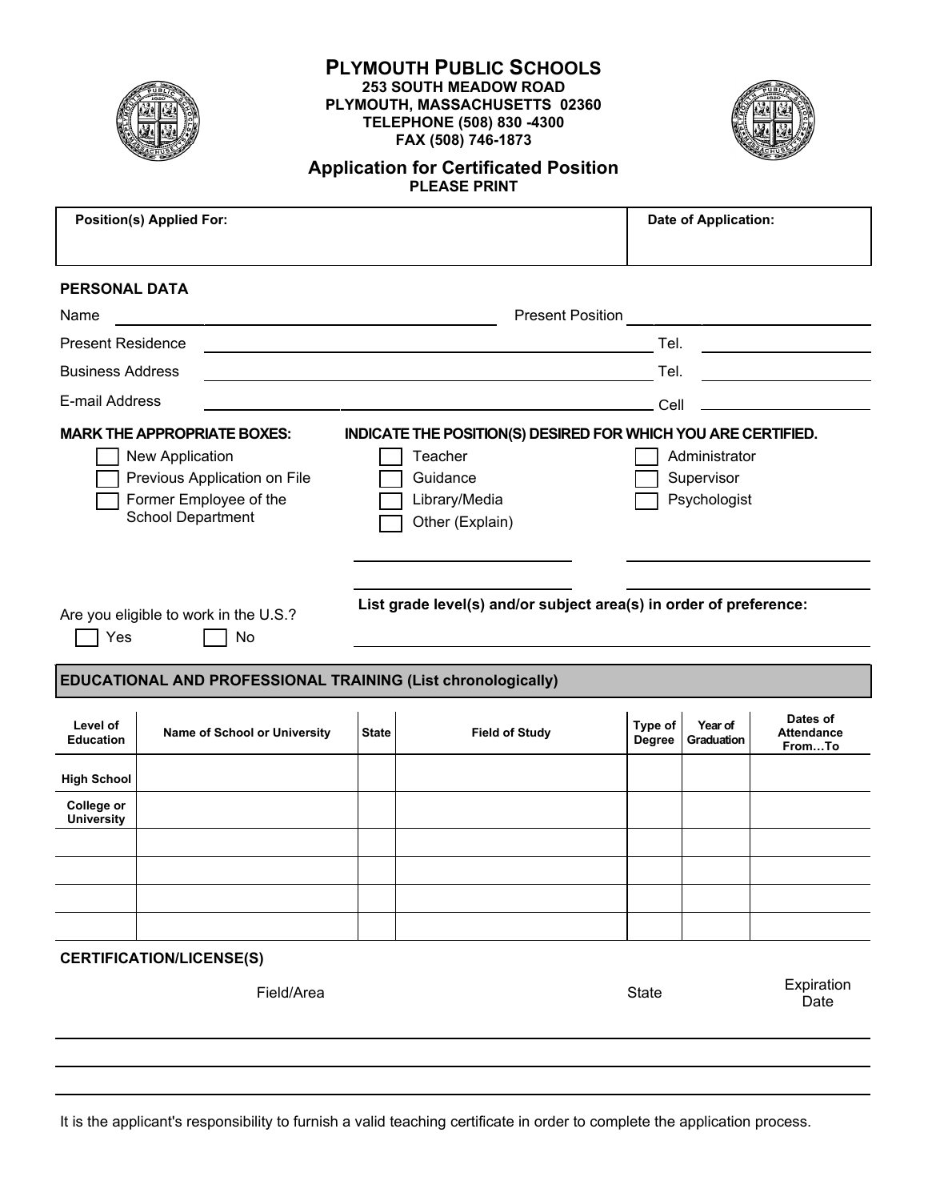# PLYMOUTH PUBLIC SCHOOLS

**253 SOUTH MEADOW ROAD**
**PLYMOUTH, MASSACHUSETTS 02360**
**TELEPHONE (508) 830 -4300**
**FAX (508) 746-1873**

## Application for Certificated Position

**PLEASE PRINT**

| Position(s) Applied For: | Date of Application: |
|---|---|
| | |

### PERSONAL DATA

Name ______________________ Present Position ______________________

Present Residence ______________________ Tel. ______________________

Business Address ______________________ Tel. ______________________

E-mail Address ______________________ Cell ______________________

**MARK THE APPROPRIATE BOXES:**

- ☐ New Application
- ☐ Previous Application on File
- ☐ Former Employee of the School Department

**INDICATE THE POSITION(S) DESIRED FOR WHICH YOU ARE CERTIFIED.**

- ☐ Teacher
- ☐ Guidance
- ☐ Library/Media
- ☐ Other (Explain)
- ☐ Administrator
- ☐ Supervisor
- ☐ Psychologist

______________________ ______________________

______________________ ______________________

Are you eligible to work in the U.S.?

☐ Yes ☐ No

**List grade level(s) and/or subject area(s) in order of preference:**

______________________

### EDUCATIONAL AND PROFESSIONAL TRAINING (List chronologically)

| Level of Education | Name of School or University | State | Field of Study | Type of Degree | Year of Graduation | Dates of Attendance From…To |
|---|---|---|---|---|---|---|
| High School | | | | | | |
| College or University | | | | | | |
| | | | | | | |
| | | | | | | |
| | | | | | | |
| | | | | | | |

### CERTIFICATION/LICENSE(S)

| Field/Area | State | Expiration Date |
|---|---|---|
| | | |
| | | |
| | | |

It is the applicant's responsibility to furnish a valid teaching certificate in order to complete the application process.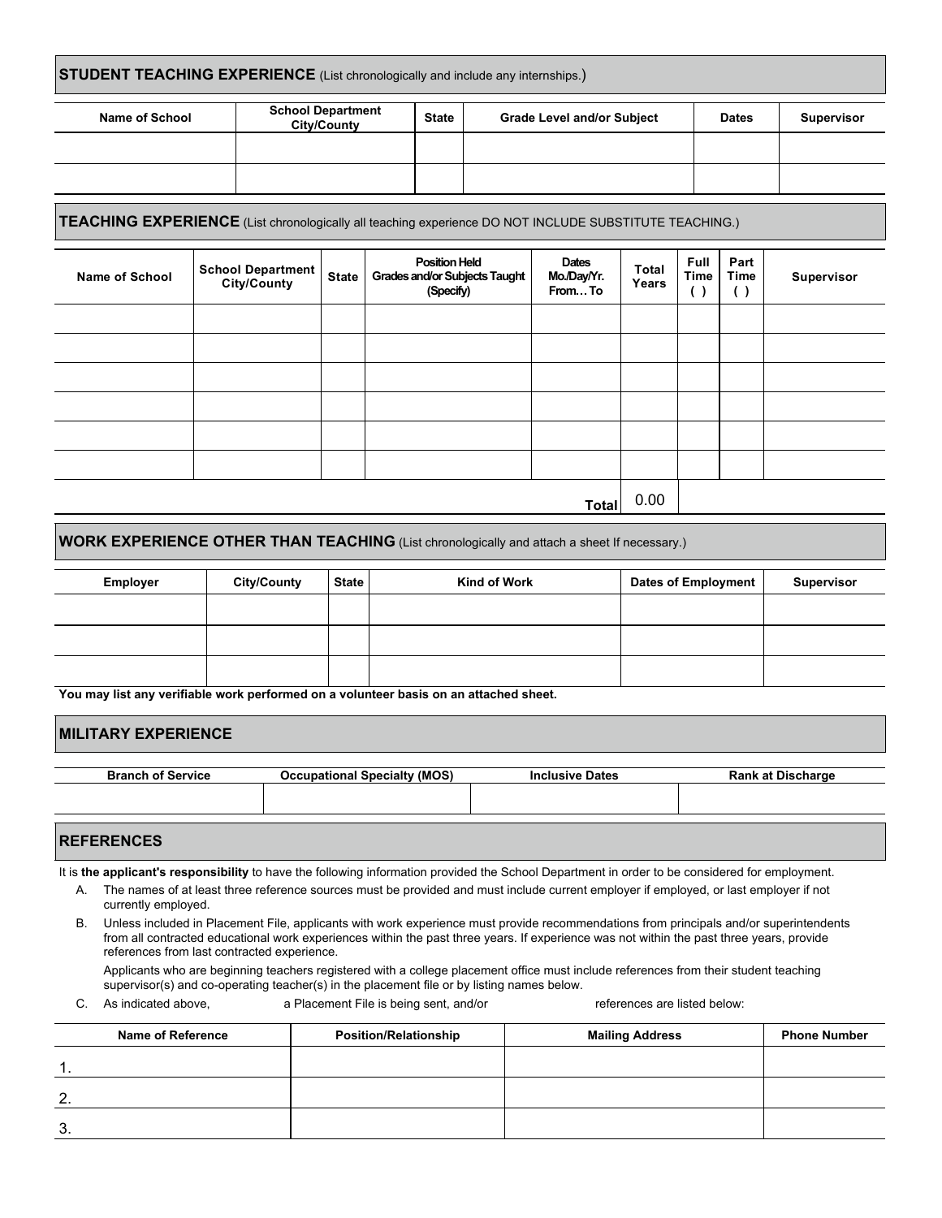## STUDENT TEACHING EXPERIENCE (List chronologically and include any internships.)

| Name of School | School Department City/County | State | Grade Level and/or Subject | Dates | Supervisor |
|---|---|---|---|---|---|
| | | | | | |
| | | | | | |

## TEACHING EXPERIENCE (List chronologically all teaching experience DO NOT INCLUDE SUBSTITUTE TEACHING.)

| Name of School | School Department City/County | State | Position Held Grades and/or Subjects Taught (Specify) | Dates Mo./Day/Yr. From… To | Total Years | Full Time ( ) | Part Time ( ) | Supervisor |
|---|---|---|---|---|---|---|---|---|
| | | | | | | | | |
| | | | | | | | | |
| | | | | | | | | |
| | | | | | | | | |
| | | | | | | | | |
| | | | | | | | | |
| | | | | Total | 0.00 | | | |

## WORK EXPERIENCE OTHER THAN TEACHING (List chronologically and attach a sheet If necessary.)

| Employer | City/County | State | Kind of Work | Dates of Employment | Supervisor |
|---|---|---|---|---|---|
| | | | | | |
| | | | | | |
| | | | | | |

**You may list any verifiable work performed on a volunteer basis on an attached sheet.**

## MILITARY EXPERIENCE

| Branch of Service | Occupational Specialty (MOS) | Inclusive Dates | Rank at Discharge |
|---|---|---|---|
| | | | |

## REFERENCES

It is **the applicant's responsibility** to have the following information provided the School Department in order to be considered for employment.

A. The names of at least three reference sources must be provided and must include current employer if employed, or last employer if not currently employed.

B. Unless included in Placement File, applicants with work experience must provide recommendations from principals and/or superintendents from all contracted educational work experiences within the past three years. If experience was not within the past three years, provide references from last contracted experience.

Applicants who are beginning teachers registered with a college placement office must include references from their student teaching supervisor(s) and co-operating teacher(s) in the placement file or by listing names below.

C. As indicated above, ______ a Placement File is being sent, and/or ______ references are listed below:

| Name of Reference | Position/Relationship | Mailing Address | Phone Number |
|---|---|---|---|
| 1. | | | |
| 2. | | | |
| 3. | | | |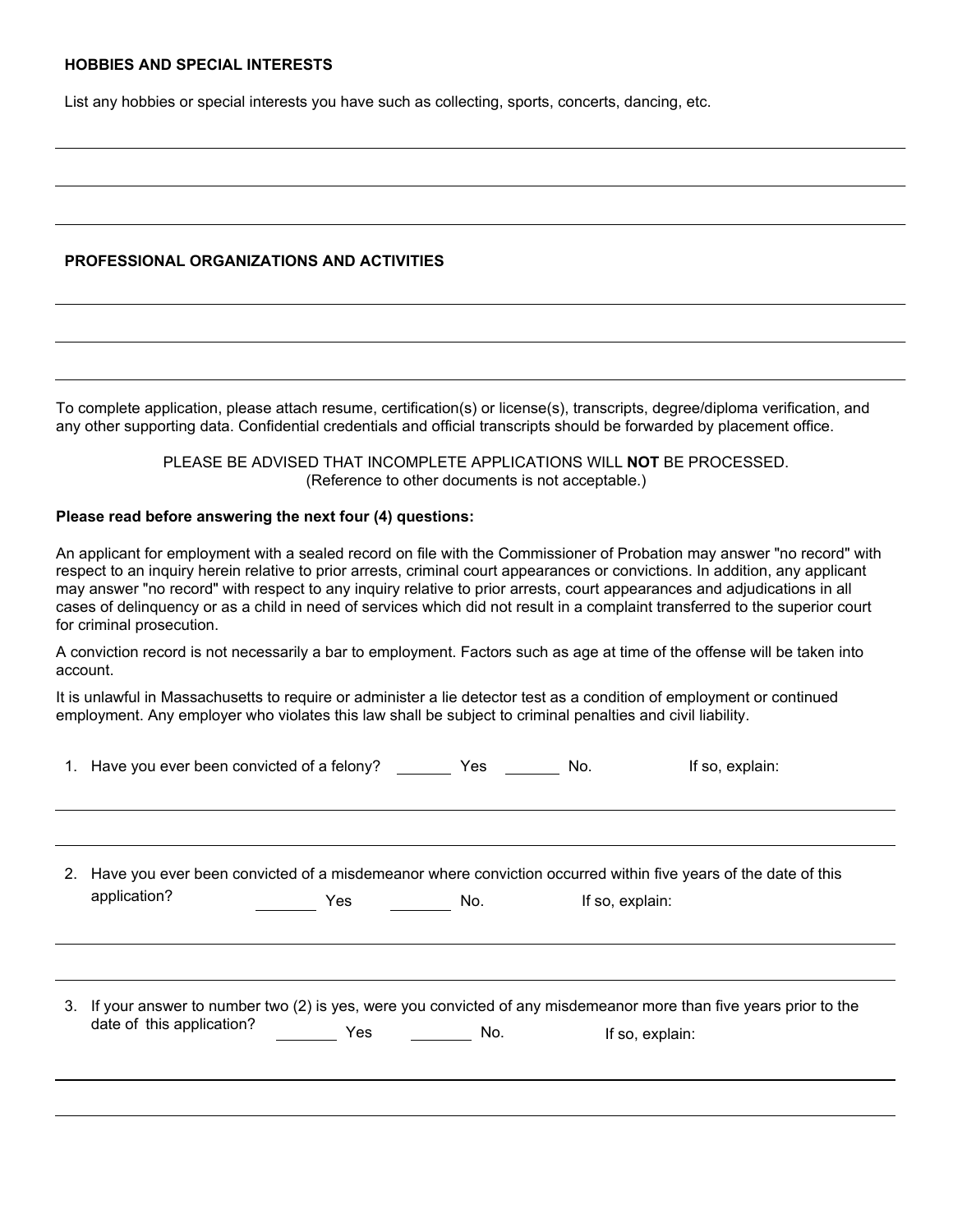**HOBBIES AND SPECIAL INTERESTS**

List any hobbies or special interests you have such as collecting, sports, concerts, dancing, etc.

______________________________________________________________________________

______________________________________________________________________________

______________________________________________________________________________

**PROFESSIONAL ORGANIZATIONS AND ACTIVITIES**

______________________________________________________________________________

______________________________________________________________________________

______________________________________________________________________________

To complete application, please attach resume, certification(s) or license(s), transcripts, degree/diploma verification, and any other supporting data. Confidential credentials and official transcripts should be forwarded by placement office.

PLEASE BE ADVISED THAT INCOMPLETE APPLICATIONS WILL **NOT** BE PROCESSED.
(Reference to other documents is not acceptable.)

**Please read before answering the next four (4) questions:**

An applicant for employment with a sealed record on file with the Commissioner of Probation may answer "no record" with respect to an inquiry herein relative to prior arrests, criminal court appearances or convictions. In addition, any applicant may answer "no record" with respect to any inquiry relative to prior arrests, court appearances and adjudications in all cases of delinquency or as a child in need of services which did not result in a complaint transferred to the superior court for criminal prosecution.

A conviction record is not necessarily a bar to employment. Factors such as age at time of the offense will be taken into account.

It is unlawful in Massachusetts to require or administer a lie detector test as a condition of employment or continued employment. Any employer who violates this law shall be subject to criminal penalties and civil liability.

1. Have you ever been convicted of a felony? _______ Yes _______ No. If so, explain:

______________________________________________________________________________

______________________________________________________________________________

2. Have you ever been convicted of a misdemeanor where conviction occurred within five years of the date of this application? _______ Yes _______ No. If so, explain:

______________________________________________________________________________

______________________________________________________________________________

3. If your answer to number two (2) is yes, were you convicted of any misdemeanor more than five years prior to the date of this application? _______ Yes _______ No. If so, explain:

______________________________________________________________________________

______________________________________________________________________________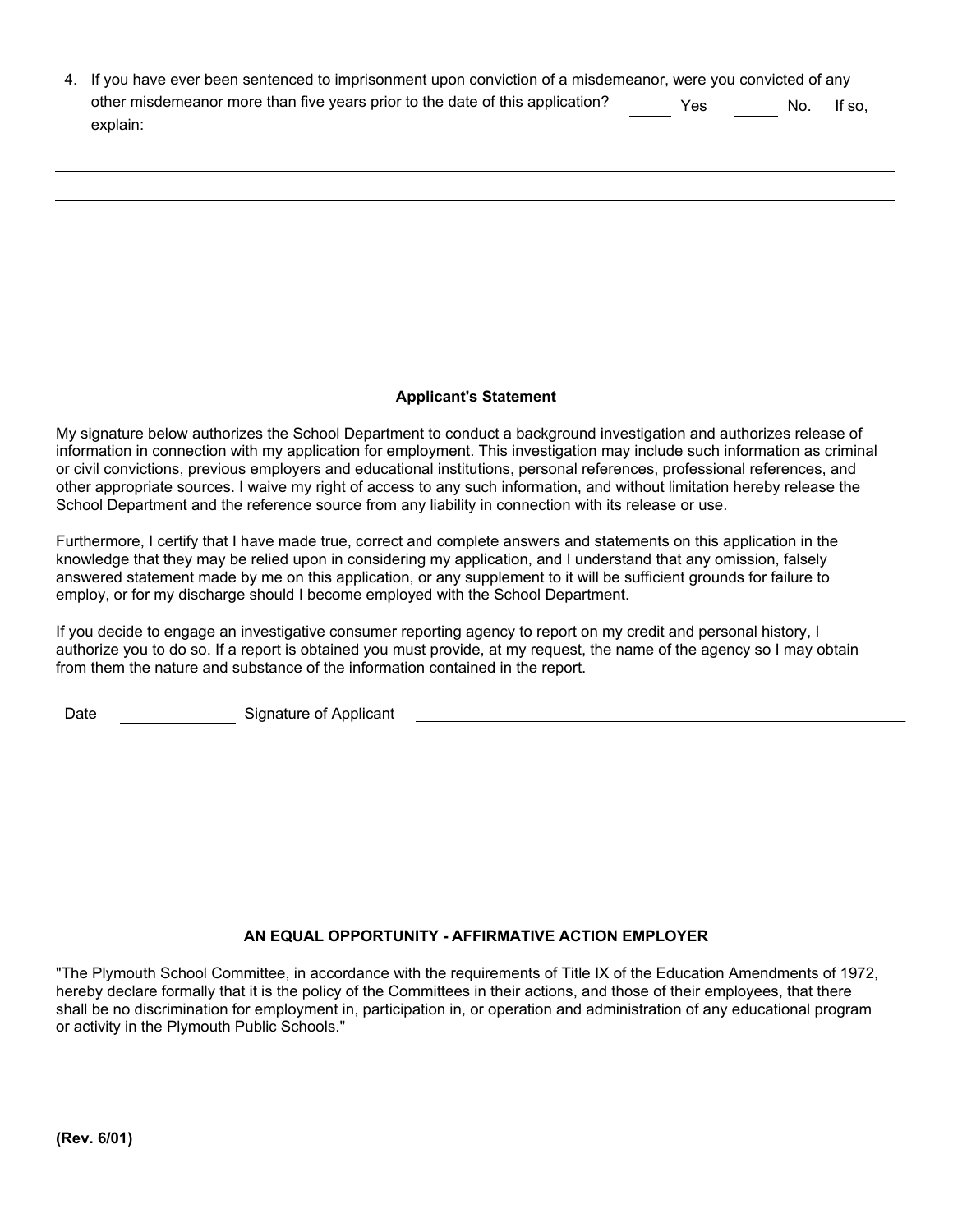4. If you have ever been sentenced to imprisonment upon conviction of a misdemeanor, were you convicted of any other misdemeanor more than five years prior to the date of this application? _____ Yes _____ No. If so, explain:

______________________________________________________________________________

______________________________________________________________________________

**Applicant's Statement**

My signature below authorizes the School Department to conduct a background investigation and authorizes release of information in connection with my application for employment. This investigation may include such information as criminal or civil convictions, previous employers and educational institutions, personal references, professional references, and other appropriate sources. I waive my right of access to any such information, and without limitation hereby release the School Department and the reference source from any liability in connection with its release or use.

Furthermore, I certify that I have made true, correct and complete answers and statements on this application in the knowledge that they may be relied upon in considering my application, and I understand that any omission, falsely answered statement made by me on this application, or any supplement to it will be sufficient grounds for failure to employ, or for my discharge should I become employed with the School Department.

If you decide to engage an investigative consumer reporting agency to report on my credit and personal history, I authorize you to do so. If a report is obtained you must provide, at my request, the name of the agency so I may obtain from them the nature and substance of the information contained in the report.

Date ____________ Signature of Applicant ______________________________________________

**AN EQUAL OPPORTUNITY - AFFIRMATIVE ACTION EMPLOYER**

"The Plymouth School Committee, in accordance with the requirements of Title IX of the Education Amendments of 1972, hereby declare formally that it is the policy of the Committees in their actions, and those of their employees, that there shall be no discrimination for employment in, participation in, or operation and administration of any educational program or activity in the Plymouth Public Schools."

**(Rev. 6/01)**